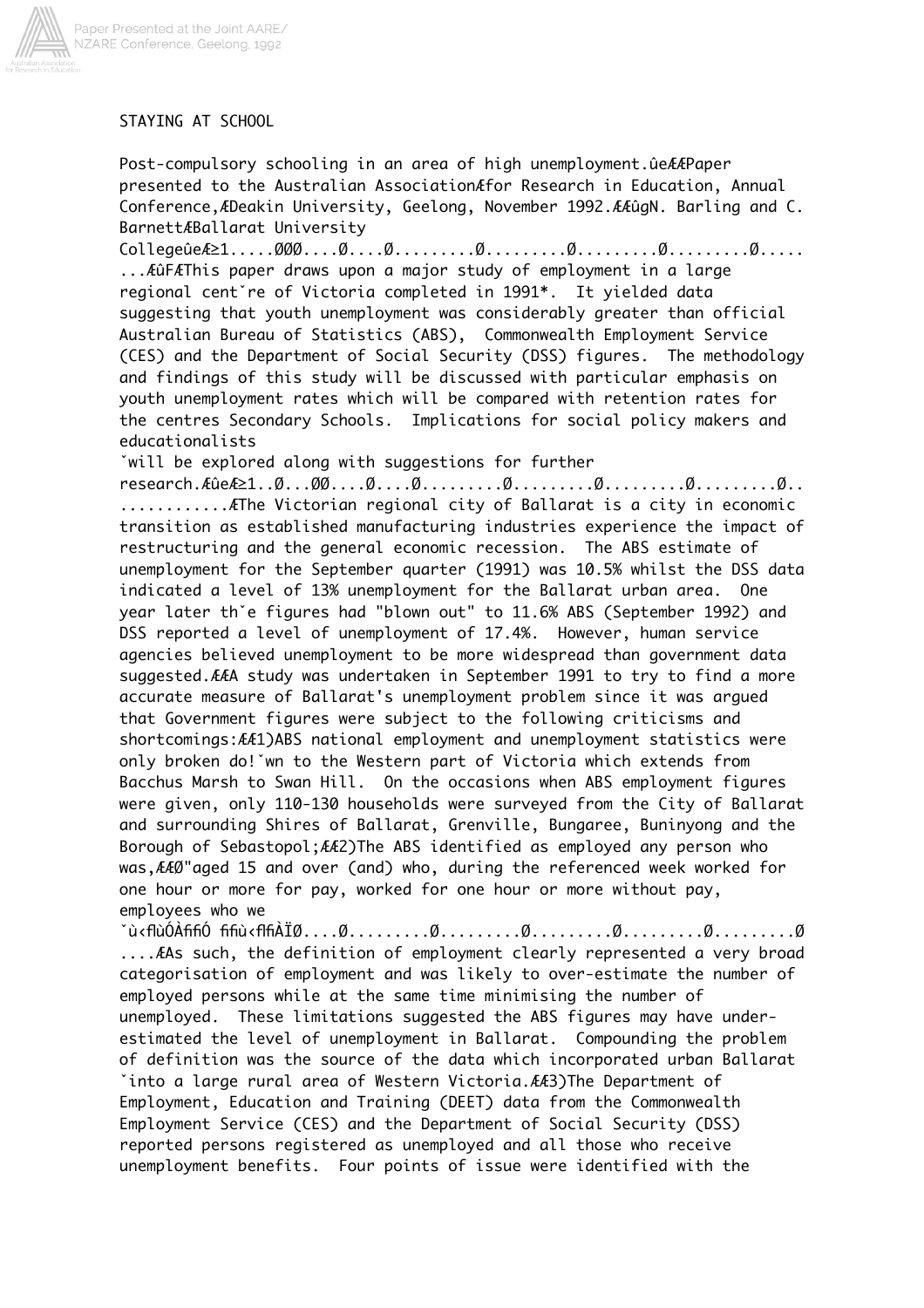# STAYING AT SCHOOL

Post-compulsory schooling in an area of high unemployment.

Paper presented to the Australian Association for Research in Education, Annual Conference, Deakin University, Geelong, November 1992.

N. Barling and C. Barnett
Ballarat University College

This paper draws upon a major study of employment in a large regional centre of Victoria completed in 1991*. It yielded data suggesting that youth unemployment was considerably greater than official Australian Bureau of Statistics (ABS), Commonwealth Employment Service (CES) and the Department of Social Security (DSS) figures. The methodology and findings of this study will be discussed with particular emphasis on youth unemployment rates which will be compared with retention rates for the centres Secondary Schools. Implications for social policy makers and educationalists will be explored along with suggestions for further research.

The Victorian regional city of Ballarat is a city in economic transition as established manufacturing industries experience the impact of restructuring and the general economic recession. The ABS estimate of unemployment for the September quarter (1991) was 10.5% whilst the DSS data indicated a level of 13% unemployment for the Ballarat urban area. One year later the figures had "blown out" to 11.6% ABS (September 1992) and DSS reported a level of unemployment of 17.4%. However, human service agencies believed unemployment to be more widespread than government data suggested.

A study was undertaken in September 1991 to try to find a more accurate measure of Ballarat's unemployment problem since it was argued that Government figures were subject to the following criticisms and shortcomings:

1) ABS national employment and unemployment statistics were only broken down to the Western part of Victoria which extends from Bacchus Marsh to Swan Hill. On the occasions when ABS employment figures were given, only 110-130 households were surveyed from the City of Ballarat and surrounding Shires of Ballarat, Grenville, Bungaree, Buninyong and the Borough of Sebastopol;

2) The ABS identified as employed any person who was,

"aged 15 and over (and) who, during the referenced week worked for one hour or more for pay, worked for one hour or more without pay, employees who we

As such, the definition of employment clearly represented a very broad categorisation of employment and was likely to over-estimate the number of employed persons while at the same time minimising the number of unemployed. These limitations suggested the ABS figures may have under-estimated the level of unemployment in Ballarat. Compounding the problem of definition was the source of the data which incorporated urban Ballarat into a large rural area of Western Victoria.

3) The Department of Employment, Education and Training (DEET) data from the Commonwealth Employment Service (CES) and the Department of Social Security (DSS) reported persons registered as unemployed and all those who receive unemployment benefits. Four points of issue were identified with the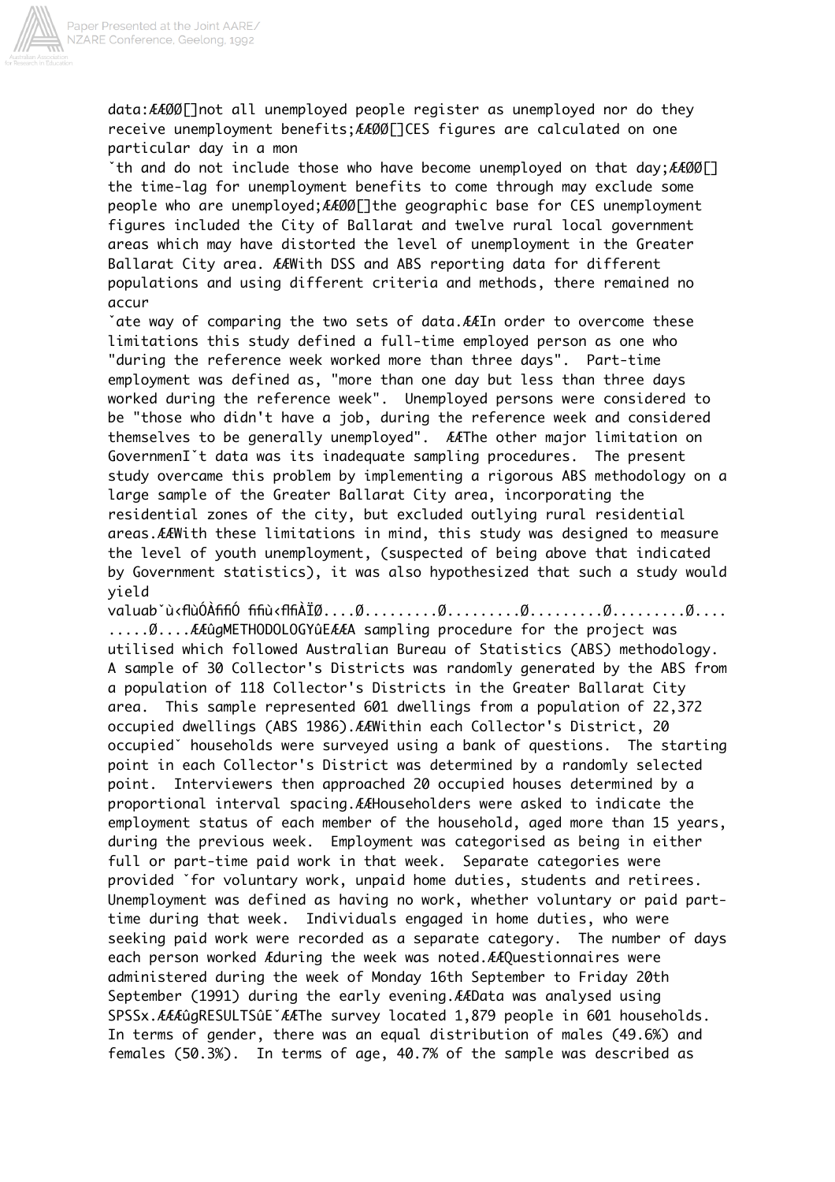data:

- not all unemployed people register as unemployed nor do they receive unemployment benefits;
- CES figures are calculated on one particular day in a month and do not include those who have become unemployed on that day;
- the time-lag for unemployment benefits to come through may exclude some people who are unemployed;
- the geographic base for CES unemployment figures included the City of Ballarat and twelve rural local government areas which may have distorted the level of unemployment in the Greater Ballarat City area.

With DSS and ABS reporting data for different populations and using different criteria and methods, there remained no accurate way of comparing the two sets of data.

In order to overcome these limitations this study defined a full-time employed person as one who "during the reference week worked more than three days". Part-time employment was defined as, "more than one day but less than three days worked during the reference week". Unemployed persons were considered to be "those who didn't have a job, during the reference week and considered themselves to be generally unemployed".

The other major limitation on Government data was its inadequate sampling procedures. The present study overcame this problem by implementing a rigorous ABS methodology on a large sample of the Greater Ballarat City area, incorporating the residential zones of the city, but excluded outlying rural residential areas.

With these limitations in mind, this study was designed to measure the level of youth unemployment, (suspected of being above that indicated by Government statistics), it was also hypothesized that such a study would yield valuab

## METHODOLOGY

A sampling procedure for the project was utilised which followed Australian Bureau of Statistics (ABS) methodology. A sample of 30 Collector's Districts was randomly generated by the ABS from a population of 118 Collector's Districts in the Greater Ballarat City area. This sample represented 601 dwellings from a population of 22,372 occupied dwellings (ABS 1986).

Within each Collector's District, 20 occupied households were surveyed using a bank of questions. The starting point in each Collector's District was determined by a randomly selected point. Interviewers then approached 20 occupied houses determined by a proportional interval spacing.

Householders were asked to indicate the employment status of each member of the household, aged more than 15 years, during the previous week. Employment was categorised as being in either full or part-time paid work in that week. Separate categories were provided for voluntary work, unpaid home duties, students and retirees. Unemployment was defined as having no work, whether voluntary or paid part-time during that week. Individuals engaged in home duties, who were seeking paid work were recorded as a separate category. The number of days each person worked during the week was noted.

Questionnaires were administered during the week of Monday 16th September to Friday 20th September (1991) during the early evening.

Data was analysed using SPSSx.

## RESULTS

The survey located 1,879 people in 601 households. In terms of gender, there was an equal distribution of males (49.6%) and females (50.3%). In terms of age, 40.7% of the sample was described as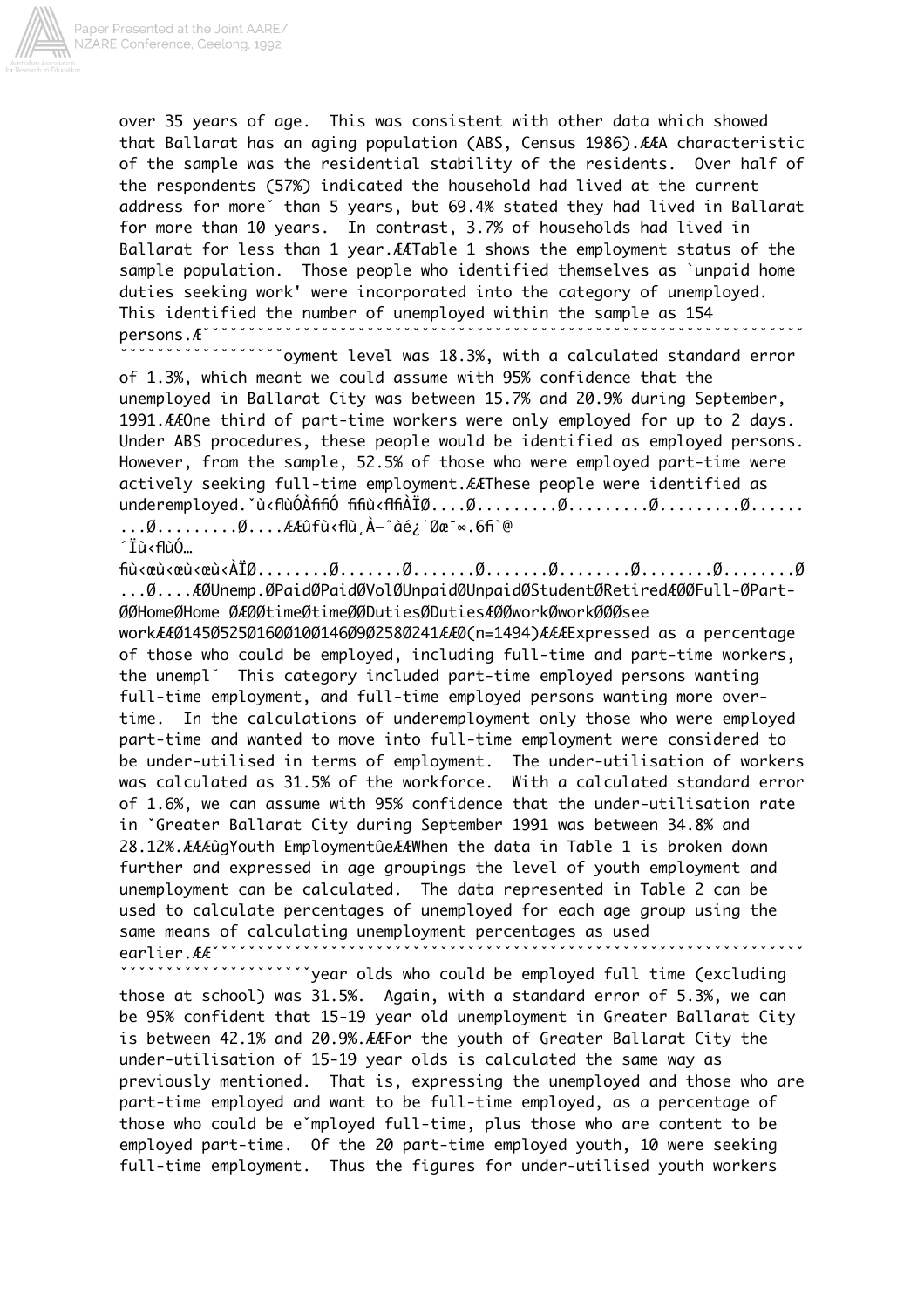over 35 years of age. This was consistent with other data which showed that Ballarat has an aging population (ABS, Census 1986).

A characteristic of the sample was the residential stability of the residents. Over half of the respondents (57%) indicated the household had lived at the current address for more than 5 years, but 69.4% stated they had lived in Ballarat for more than 10 years. In contrast, 3.7% of households had lived in Ballarat for less than 1 year.

Table 1 shows the employment status of the sample population. Those people who identified themselves as `unpaid home duties seeking work' were incorporated into the category of unemployed. This identified the number of unemployed within the sample as 154 persons.

| Unemp. | Full-time Paid | Part-time Paid | Vol work | Unpaid Home Duties | Unpaid Home Duties see work | Student | Retired |
|---|---|---|---|---|---|---|---|
| 145 | 525 | 160 | 10 | 146 | 9 | 258 | 241 |

(n=1494)

Expressed as a percentage of those who could be employed, including full-time and part-time workers, the unemployment level was 18.3%, with a calculated standard error of 1.3%, which meant we could assume with 95% confidence that the unemployed in Ballarat City was between 15.7% and 20.9% during September, 1991.

One third of part-time workers were only employed for up to 2 days. Under ABS procedures, these people would be identified as employed persons. However, from the sample, 52.5% of those who were employed part-time were actively seeking full-time employment.

These people were identified as underemployed. This category included part-time employed persons wanting full-time employment, and full-time employed persons wanting more over-time. In the calculations of underemployment only those who were employed part-time and wanted to move into full-time employment were considered to be under-utilised in terms of employment. The under-utilisation of workers was calculated as 31.5% of the workforce. With a calculated standard error of 1.6%, we can assume with 95% confidence that the under-utilisation rate in Greater Ballarat City during September 1991 was between 34.8% and 28.12%.

## Youth Employment

When the data in Table 1 is broken down further and expressed in age groupings the level of youth employment and unemployment can be calculated. The data represented in Table 2 can be used to calculate percentages of unemployed for each age group using the same means of calculating unemployment percentages as used earlier.

...year olds who could be employed full time (excluding those at school) was 31.5%. Again, with a standard error of 5.3%, we can be 95% confident that 15-19 year old unemployment in Greater Ballarat City is between 42.1% and 20.9%.

For the youth of Greater Ballarat City the under-utilisation of 15-19 year olds is calculated the same way as previously mentioned. That is, expressing the unemployed and those who are part-time employed and want to be full-time employed, as a percentage of those who could be employed full-time, plus those who are content to be employed part-time. Of the 20 part-time employed youth, 10 were seeking full-time employment. Thus the figures for under-utilised youth workers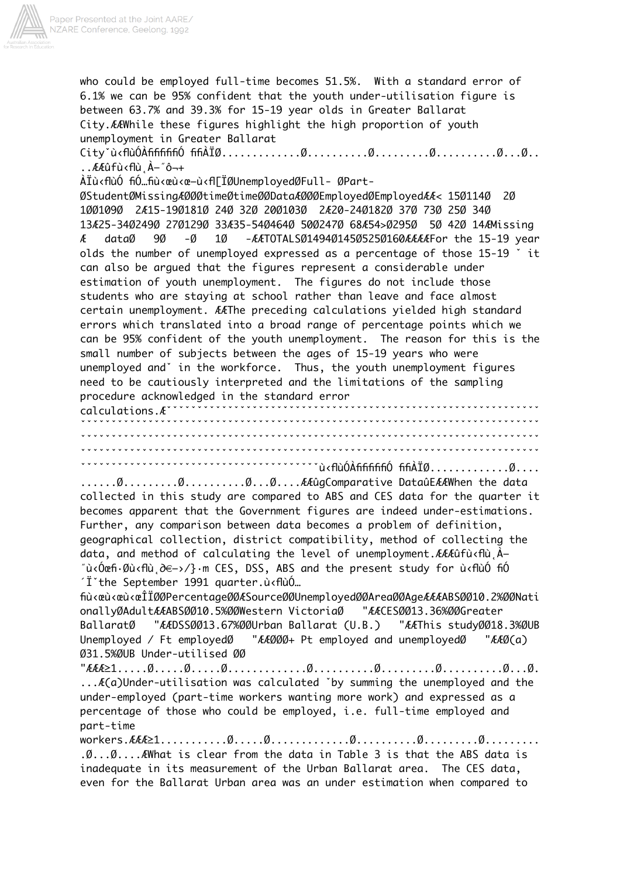who could be employed full-time becomes 51.5%. With a standard error of 6.1% we can be 95% confident that the youth under-utilisation figure is between 63.7% and 39.3% for 15-19 year olds in Greater Ballarat City. While these figures highlight the high proportion of youth unemployment in Greater Ballarat City

Unemployed Ø Full-time Ø Part-time Ø Student Ø Missing Data Ø Employed Ø Employed

< 15Ø114Ø 2Ø 1ØØ1Ø9Ø
15-19Ø181Ø 24Ø 32Ø 2ØØ1Ø3Ø
20-24Ø182Ø 37Ø 73Ø 25Ø 34Ø
25-34Ø249Ø 27Ø129Ø 33
35-54Ø464Ø 50Ø247Ø 68
54>Ø295Ø 5Ø 42Ø 14
Missing data Ø 9Ø -Ø 1Ø -
TOTALS Ø149Ø145Ø525Ø160

For the 15-19 year olds the number of unemployed expressed as a percentage of those 15-19 it can also be argued that the figures represent a considerable under estimation of youth unemployment. The figures do not include those students who are staying at school rather than leave and face almost certain unemployment.

The preceding calculations yielded high standard errors which translated into a broad range of percentage points which we can be 95% confident of the youth unemployment. The reason for this is the small number of subjects between the ages of 15-19 years who were unemployed and in the workforce. Thus, the youth unemployment figures need to be cautiously interpreted and the limitations of the sampling procedure acknowledged in the standard error calculations.

## Comparative Data

When the data collected in this study are compared to ABS and CES data for the quarter it becomes apparent that the Government figures are indeed under-estimations. Further, any comparison between data becomes a problem of definition, geographical collection, district compatibility, method of collecting the data, and method of calculating the level of unemployment.

CES, DSS, ABS and the present study for the September 1991 quarter.

| Source | Percentage Unemployed | Area | Age |
| --- | --- | --- | --- |
| ABS | 10.2% | Nationally | Adult |
| ABS | 10.5% | Western Victoria | " |
| CES | 13.36% | Greater Ballarat | " |
| DSS | 13.67% | Urban Ballarat (U.B.) | " |
| This study | 18.3% | UB Unemployed / Ft employed | " |
| | | + Pt employed and unemployed | " |
| (a) | 31.5% | UB Under-utilised | |

(a) Under-utilisation was calculated by summing the unemployed and the under-employed (part-time workers wanting more work) and expressed as a percentage of those who could be employed, i.e. full-time employed and part-time workers.

What is clear from the data in Table 3 is that the ABS data is inadequate in its measurement of the Urban Ballarat area. The CES data, even for the Ballarat Urban area was an under estimation when compared to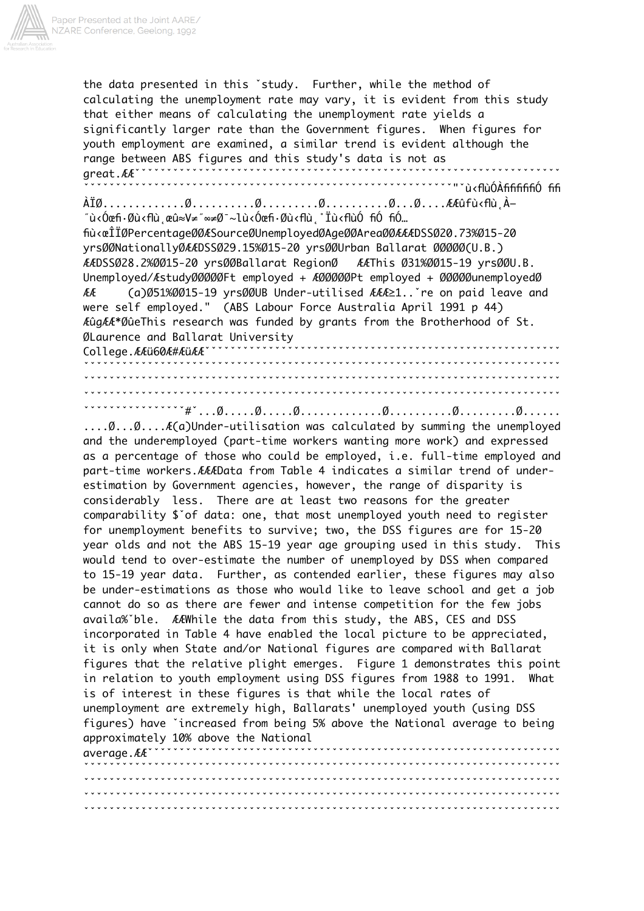the data presented in this study. Further, while the method of calculating the unemployment rate may vary, it is evident from this study that either means of calculating the unemployment rate yields a significantly larger rate than the Government figures. When figures for youth employment are examined, a similar trend is evident although the range between ABS figures and this study's data is not as great.

| Source | Percentage Unemployed | Age | Area |
|---|---|---|---|
| DSS | 20.73% | 15-20 yrs | Nationally |
| DSS | 29.15% | 15-20 yrs | Urban Ballarat (U.B.) |
| DSS | 28.2% | 15-20 yrs | Ballarat Region |
| This study | 31% | 15-19 yrs | U.B. |
| Unemployed/ Ft employed + Pt employed + unemployed | | | |
| (a) | 51% | 15-19 yrs | UB Under-utilised |

1..re on paid leave and were self employed." (ABS Labour Force Australia April 1991 p 44)

This research was funded by grants from the Brotherhood of St. Laurence and Ballarat University College.

(a)Under-utilisation was calculated by summing the unemployed and the underemployed (part-time workers wanting more work) and expressed as a percentage of those who could be employed, i.e. full-time employed and part-time workers.

Data from Table 4 indicates a similar trend of under-estimation by Government agencies, however, the range of disparity is considerably less. There are at least two reasons for the greater comparability of data: one, that most unemployed youth need to register for unemployment benefits to survive; two, the DSS figures are for 15-20 year olds and not the ABS 15-19 year age grouping used in this study. This would tend to over-estimate the number of unemployed by DSS when compared to 15-19 year data. Further, as contended earlier, these figures may also be under-estimations as those who would like to leave school and get a job cannot do so as there are fewer and intense competition for the few jobs available.

While the data from this study, the ABS, CES and DSS incorporated in Table 4 have enabled the local picture to be appreciated, it is only when State and/or National figures are compared with Ballarat figures that the relative plight emerges. Figure 1 demonstrates this point in relation to youth employment using DSS figures from 1988 to 1991. What is of interest in these figures is that while the local rates of unemployment are extremely high, Ballarats' unemployed youth (using DSS figures) have increased from being 5% above the National average to being approximately 10% above the National average.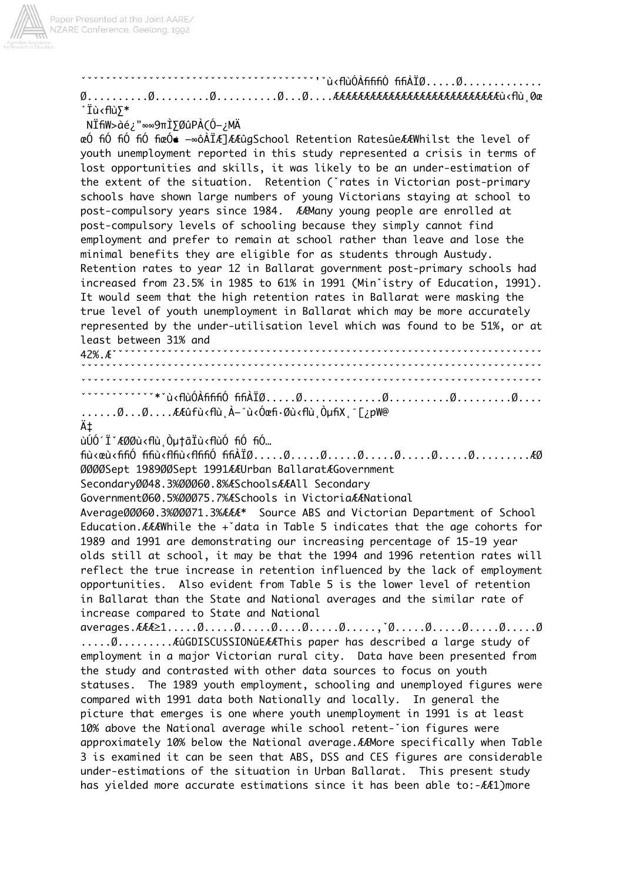## School Retention Rates

Whilst the level of youth unemployment reported in this study represented a crisis in terms of lost opportunities and skills, it was likely to be an under-estimation of the extent of the situation. Retention rates in Victorian post-primary schools have shown large numbers of young Victorians staying at school to post-compulsory years since 1984.

Many young people are enrolled at post-compulsory levels of schooling because they simply cannot find employment and prefer to remain at school rather than leave and lose the minimal benefits they are eligible for as students through Austudy. Retention rates to year 12 in Ballarat government post-primary schools had increased from 23.5% in 1985 to 61% in 1991 (Ministry of Education, 1991). It would seem that the high retention rates in Ballarat were masking the true level of youth unemployment in Ballarat which may be more accurately represented by the under-utilisation level which was found to be 51%, or at least between 31% and 42%.

| | Sept 1989 | Sept 1991 |
|---|---|---|
| Urban Ballarat Government Secondary Schools | 48.3% | 60.8% |
| All Secondary Government Schools in Victoria | 60.5% | 75.7% |
| National Average | 60.3% | 71.3% |

* Source ABS and Victorian Department of School Education.

While the data in Table 5 indicates that the age cohorts for 1989 and 1991 are demonstrating our increasing percentage of 15-19 year olds still at school, it may be that the 1994 and 1996 retention rates will reflect the true increase in retention influenced by the lack of employment opportunities. Also evident from Table 5 is the lower level of retention in Ballarat than the State and National averages and the similar rate of increase compared to State and National averages.

## DISCUSSION

This paper has described a large study of employment in a major Victorian rural city. Data have been presented from the study and contrasted with other data sources to focus on youth statuses. The 1989 youth employment, schooling and unemployed figures were compared with 1991 data both Nationally and locally. In general the picture that emerges is one where youth unemployment in 1991 is at least 10% above the National average while school retention figures were approximately 10% below the National average.

More specifically when Table 3 is examined it can be seen that ABS, DSS and CES figures are considerable under-estimations of the situation in Urban Ballarat. This present study has yielded more accurate estimations since it has been able to:-

1) more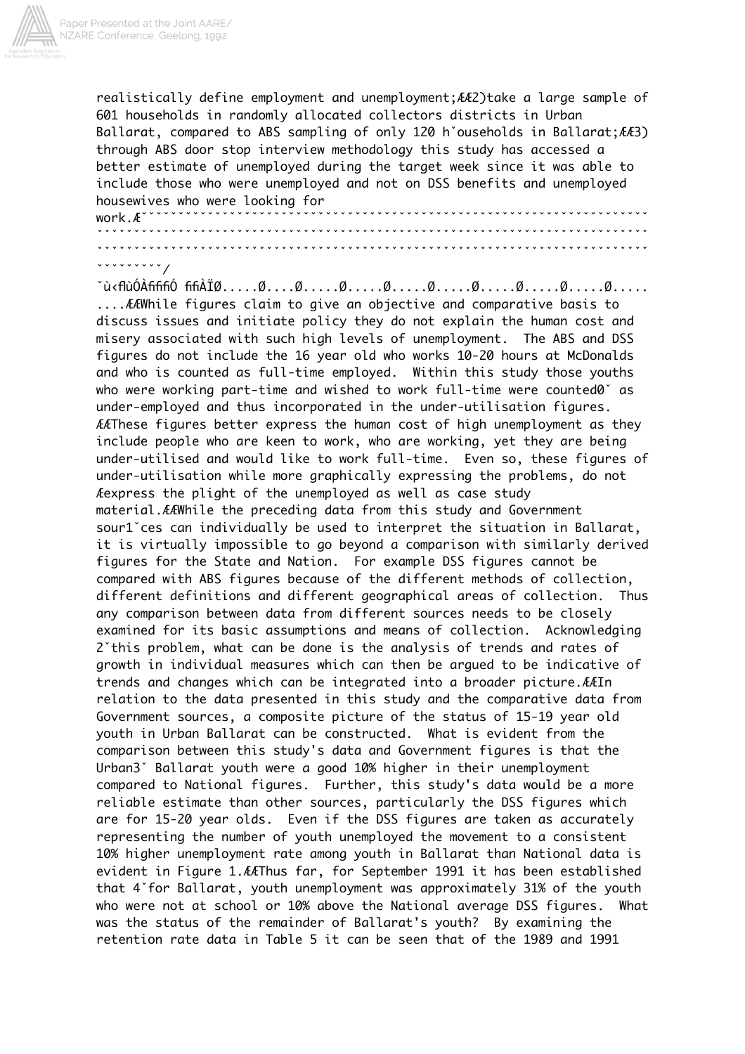realistically define employment and unemployment; 2) take a large sample of 601 households in randomly allocated collectors districts in Urban Ballarat, compared to ABS sampling of only 120 households in Ballarat; 3) through ABS door stop interview methodology this study has accessed a better estimate of unemployed during the target week since it was able to include those who were unemployed and not on DSS benefits and unemployed housewives who were looking for work.

While figures claim to give an objective and comparative basis to discuss issues and initiate policy they do not explain the human cost and misery associated with such high levels of unemployment. The ABS and DSS figures do not include the 16 year old who works 10-20 hours at McDonalds and who is counted as full-time employed. Within this study those youths who were working part-time and wished to work full-time were counted as under-employed and thus incorporated in the under-utilisation figures.

These figures better express the human cost of high unemployment as they include people who are keen to work, who are working, yet they are being under-utilised and would like to work full-time. Even so, these figures of under-utilisation while more graphically expressing the problems, do not express the plight of the unemployed as well as case study material.

While the preceding data from this study and Government sources can individually be used to interpret the situation in Ballarat, it is virtually impossible to go beyond a comparison with similarly derived figures for the State and Nation. For example DSS figures cannot be compared with ABS figures because of the different methods of collection, different definitions and different geographical areas of collection. Thus any comparison between data from different sources needs to be closely examined for its basic assumptions and means of collection. Acknowledging this problem, what can be done is the analysis of trends and rates of growth in individual measures which can then be argued to be indicative of trends and changes which can be integrated into a broader picture.

In relation to the data presented in this study and the comparative data from Government sources, a composite picture of the status of 15-19 year old youth in Urban Ballarat can be constructed. What is evident from the comparison between this study's data and Government figures is that the Urban Ballarat youth were a good 10% higher in their unemployment compared to National figures. Further, this study's data would be a more reliable estimate than other sources, particularly the DSS figures which are for 15-20 year olds. Even if the DSS figures are taken as accurately representing the number of youth unemployed the movement to a consistent 10% higher unemployment rate among youth in Ballarat than National data is evident in Figure 1.

Thus far, for September 1991 it has been established that for Ballarat, youth unemployment was approximately 31% of the youth who were not at school or 10% above the National average DSS figures. What was the status of the remainder of Ballarat's youth? By examining the retention rate data in Table 5 it can be seen that of the 1989 and 1991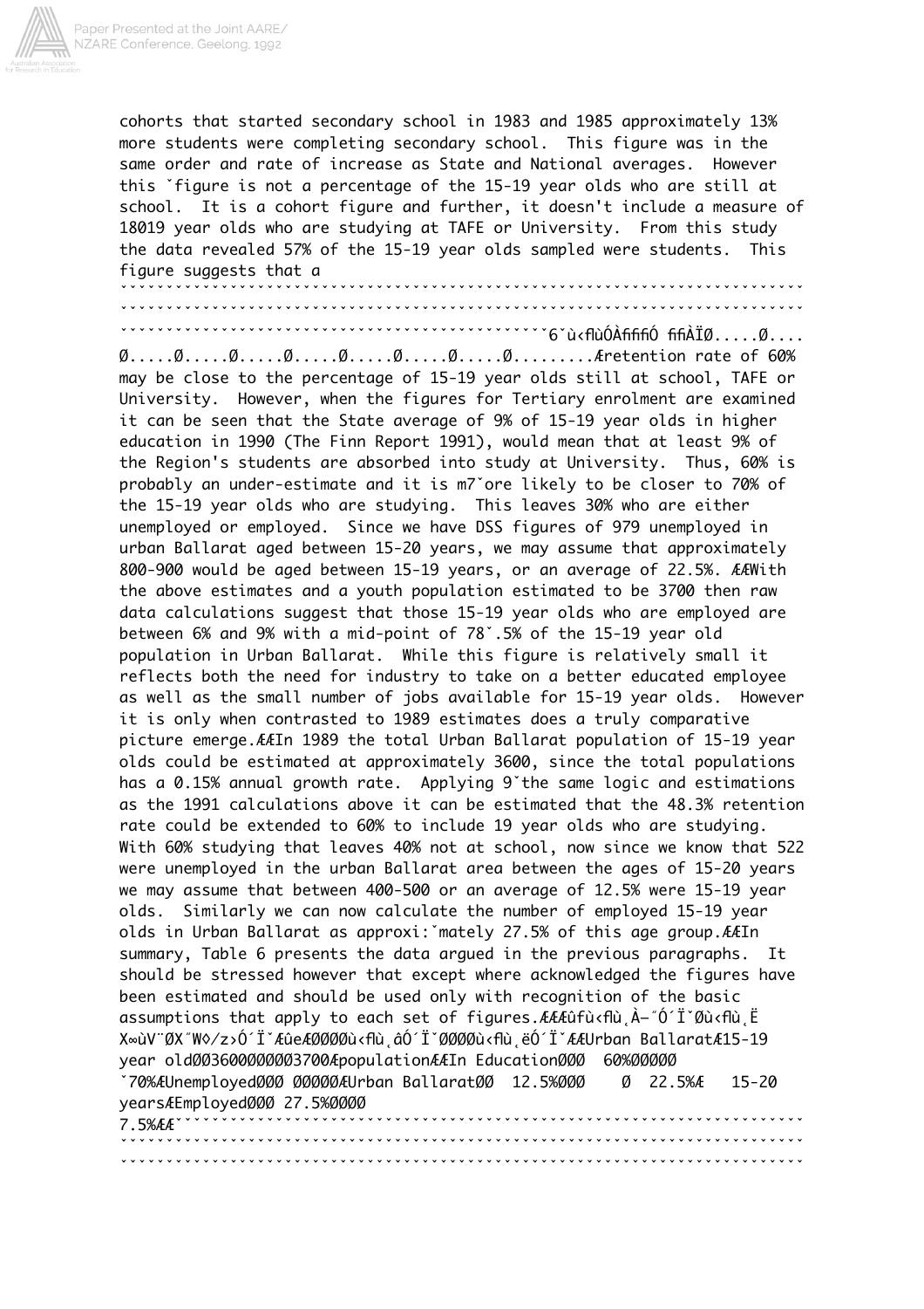cohorts that started secondary school in 1983 and 1985 approximately 13% more students were completing secondary school. This figure was in the same order and rate of increase as State and National averages. However this ˇfigure is not a percentage of the 15-19 year olds who are still at school. It is a cohort figure and further, it doesn't include a measure of 18019 year olds who are studying at TAFE or University. From this study the data revealed 57% of the 15-19 year olds sampled were students. This figure suggests that a

6ˇù‹flùÓÀfififiÓ fifiÀÏØ.....Ø.... Ø.....Ø.....Ø.....Ø.....Ø.....Ø.....Ø.....Ø.........Æretention rate of 60% may be close to the percentage of 15-19 year olds still at school, TAFE or University. However, when the figures for Tertiary enrolment are examined it can be seen that the State average of 9% of 15-19 year olds in higher education in 1990 (The Finn Report 1991), would mean that at least 9% of the Region's students are absorbed into study at University. Thus, 60% is probably an under-estimate and it is m7ˇore likely to be closer to 70% of the 15-19 year olds who are studying. This leaves 30% who are either unemployed or employed. Since we have DSS figures of 979 unemployed in urban Ballarat aged between 15-20 years, we may assume that approximately 800-900 would be aged between 15-19 years, or an average of 22.5%. ÆÆWith the above estimates and a youth population estimated to be 3700 then raw data calculations suggest that those 15-19 year olds who are employed are between 6% and 9% with a mid-point of 78ˇ.5% of the 15-19 year old population in Urban Ballarat. While this figure is relatively small it reflects both the need for industry to take on a better educated employee as well as the small number of jobs available for 15-19 year olds. However it is only when contrasted to 1989 estimates does a truly comparative picture emerge.ÆÆIn 1989 the total Urban Ballarat population of 15-19 year olds could be estimated at approximately 3600, since the total populations has a 0.15% annual growth rate. Applying 9ˇthe same logic and estimations as the 1991 calculations above it can be estimated that the 48.3% retention rate could be extended to 60% to include 19 year olds who are studying. With 60% studying that leaves 40% not at school, now since we know that 522 were unemployed in the urban Ballarat area between the ages of 15-20 years we may assume that between 400-500 or an average of 12.5% were 15-19 year olds. Similarly we can now calculate the number of employed 15-19 year olds in Urban Ballarat as approxi:ˇmately 27.5% of this age group.ÆÆIn summary, Table 6 presents the data argued in the previous paragraphs. It should be stressed however that except where acknowledged the figures have been estimated and should be used only with recognition of the basic assumptions that apply to each set of figures.ÆÆÆûfù‹flù¸À–˝Ó´ÏˇØù‹flù¸Ë X∞ùV¨ØX˝W◊/z›Ó´ÏˇÆûeÆØØØØù‹flù¸âÓ´ÏˇØØØØù‹flù¸ëÓ´ÏˇÆÆUrban BallaratÆ15-19 year oldØØ3600ØØØØØ3700ÆpopulationÆÆIn EducationØØØ 60%ØØØØØ ˇ70%ÆUnemployedØØØ ØØØØØÆUrban BallaratØØ 12.5%ØØØ Ø 22.5%Æ 15-20 yearsÆEmployedØØØ 27.5%ØØØØ 7.5%ÆÆ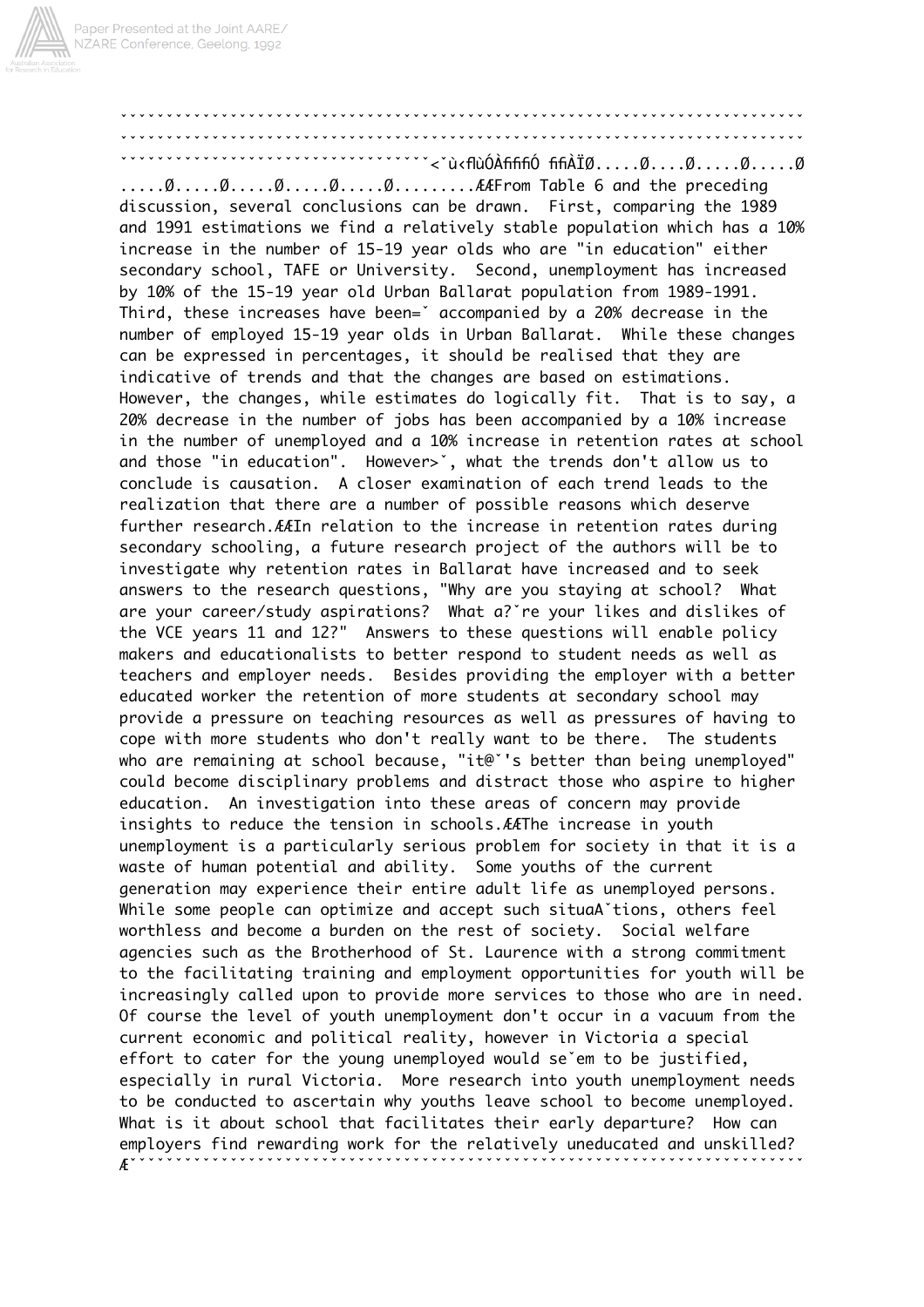From Table 6 and the preceding discussion, several conclusions can be drawn. First, comparing the 1989 and 1991 estimations we find a relatively stable population which has a 10% increase in the number of 15-19 year olds who are "in education" either secondary school, TAFE or University. Second, unemployment has increased by 10% of the 15-19 year old Urban Ballarat population from 1989-1991. Third, these increases have been=ˇ accompanied by a 20% decrease in the number of employed 15-19 year olds in Urban Ballarat. While these changes can be expressed in percentages, it should be realised that they are indicative of trends and that the changes are based on estimations. However, the changes, while estimates do logically fit. That is to say, a 20% decrease in the number of jobs has been accompanied by a 10% increase in the number of unemployed and a 10% increase in retention rates at school and those "in education". However>ˇ, what the trends don't allow us to conclude is causation. A closer examination of each trend leads to the realization that there are a number of possible reasons which deserve further research.

In relation to the increase in retention rates during secondary schooling, a future research project of the authors will be to investigate why retention rates in Ballarat have increased and to seek answers to the research questions, "Why are you staying at school? What are your career/study aspirations? What a?ˇre your likes and dislikes of the VCE years 11 and 12?" Answers to these questions will enable policy makers and educationalists to better respond to student needs as well as teachers and employer needs. Besides providing the employer with a better educated worker the retention of more students at secondary school may provide a pressure on teaching resources as well as pressures of having to cope with more students who don't really want to be there. The students who are remaining at school because, "it@ˇ's better than being unemployed" could become disciplinary problems and distract those who aspire to higher education. An investigation into these areas of concern may provide insights to reduce the tension in schools.

The increase in youth unemployment is a particularly serious problem for society in that it is a waste of human potential and ability. Some youths of the current generation may experience their entire adult life as unemployed persons. While some people can optimize and accept such situaAˇtions, others feel worthless and become a burden on the rest of society. Social welfare agencies such as the Brotherhood of St. Laurence with a strong commitment to the facilitating training and employment opportunities for youth will be increasingly called upon to provide more services to those who are in need. Of course the level of youth unemployment don't occur in a vacuum from the current economic and political reality, however in Victoria a special effort to cater for the young unemployed would seˇem to be justified, especially in rural Victoria. More research into youth unemployment needs to be conducted to ascertain why youths leave school to become unemployed. What is it about school that facilitates their early departure? How can employers find rewarding work for the relatively uneducated and unskilled?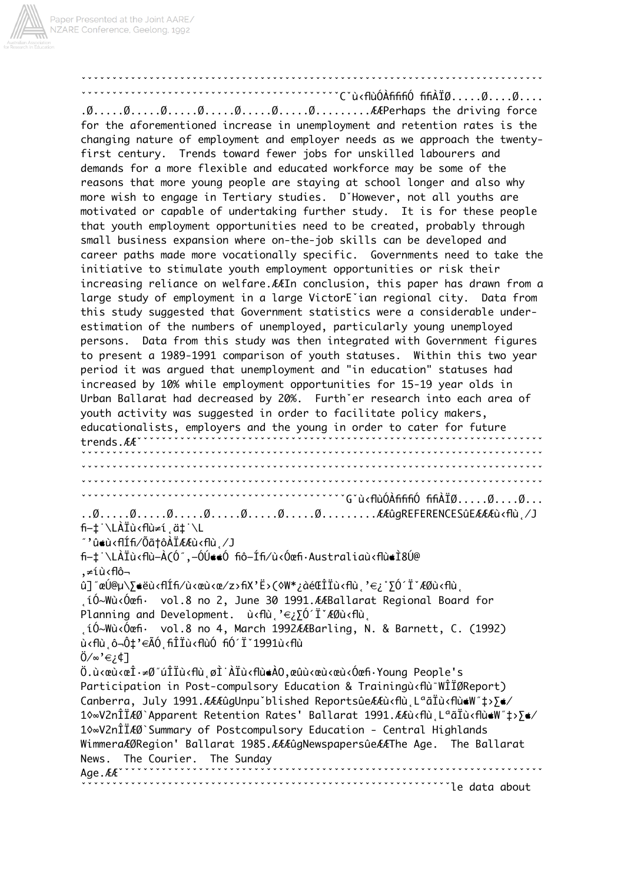Perhaps the driving force for the aforementioned increase in unemployment and retention rates is the changing nature of employment and employer needs as we approach the twenty-first century. Trends toward fewer jobs for unskilled labourers and demands for a more flexible and educated workforce may be some of the reasons that more young people are staying at school longer and also why more wish to engage in Tertiary studies. However, not all youths are motivated or capable of undertaking further study. It is for these people that youth employment opportunities need to be created, probably through small business expansion where on-the-job skills can be developed and career paths made more vocationally specific. Governments need to take the initiative to stimulate youth employment opportunities or risk their increasing reliance on welfare.

In conclusion, this paper has drawn from a large study of employment in a large Victorian regional city. Data from this study suggested that Government statistics were a considerable under-estimation of the numbers of unemployed, particularly young unemployed persons. Data from this study was then integrated with Government figures to present a 1989-1991 comparison of youth statuses. Within this two year period it was argued that unemployment and "in education" statuses had increased by 10% while employment opportunities for 15-19 year olds in Urban Ballarat had decreased by 20%. Further research into each area of youth activity was suggested in order to facilitate policy makers, educationalists, employers and the young in order to cater for future trends.

## REFERENCES

Australia

vol.8 no 2, June 30 1991.

Ballarat Regional Board for Planning and Development.

vol.8 no 4, March 1992

Barling, N. & Barnett, C. (1992)

1991

Young People's Participation in Post-compulsory Education & Training Report) Canberra, July 1991.

### Unpublished Reports

'Apparent Retention Rates' Ballarat 1991.

'Summary of Postcompulsory Education - Central Highlands Wimmera Region' Ballarat 1985.

### Newspapers

The Age. The Ballarat News. The Courier. The Sunday Age.

le data about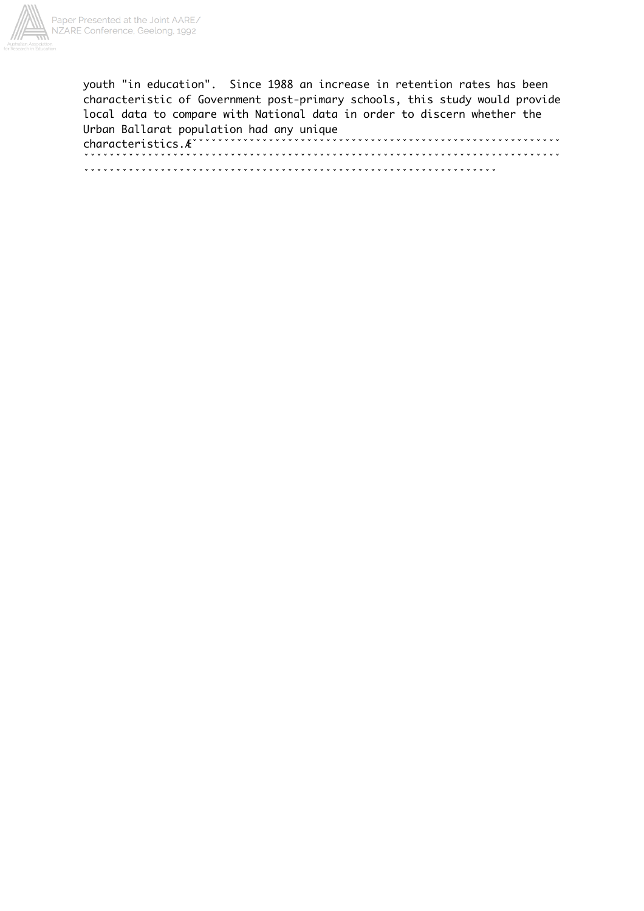youth "in education". Since 1988 an increase in retention rates has been characteristic of Government post-primary schools, this study would provide local data to compare with National data in order to discern whether the Urban Ballarat population had any unique characteristics.Æˇˇˇˇˇˇˇˇˇˇˇˇˇˇˇˇˇˇˇˇˇˇˇˇˇˇˇˇˇˇˇˇˇˇˇˇˇˇˇˇˇˇˇˇˇˇˇˇˇˇˇˇˇˇˇˇˇˇˇˇˇˇˇˇˇˇˇˇˇˇˇˇˇˇˇˇˇˇˇˇˇˇˇˇˇˇˇˇˇˇˇˇˇˇˇˇˇˇˇˇˇˇˇˇˇˇˇˇˇˇˇˇˇˇˇˇˇˇˇˇˇˇˇˇˇˇˇˇˇˇˇˇˇˇˇˇˇˇˇˇˇˇˇˇˇˇˇˇˇˇˇˇˇˇˇˇˇˇˇˇˇˇˇˇˇˇˇˇˇˇˇˇˇˇˇˇˇˇˇˇˇˇˇˇˇˇˇˇˇˇˇˇˇˇˇˇˇˇˇ